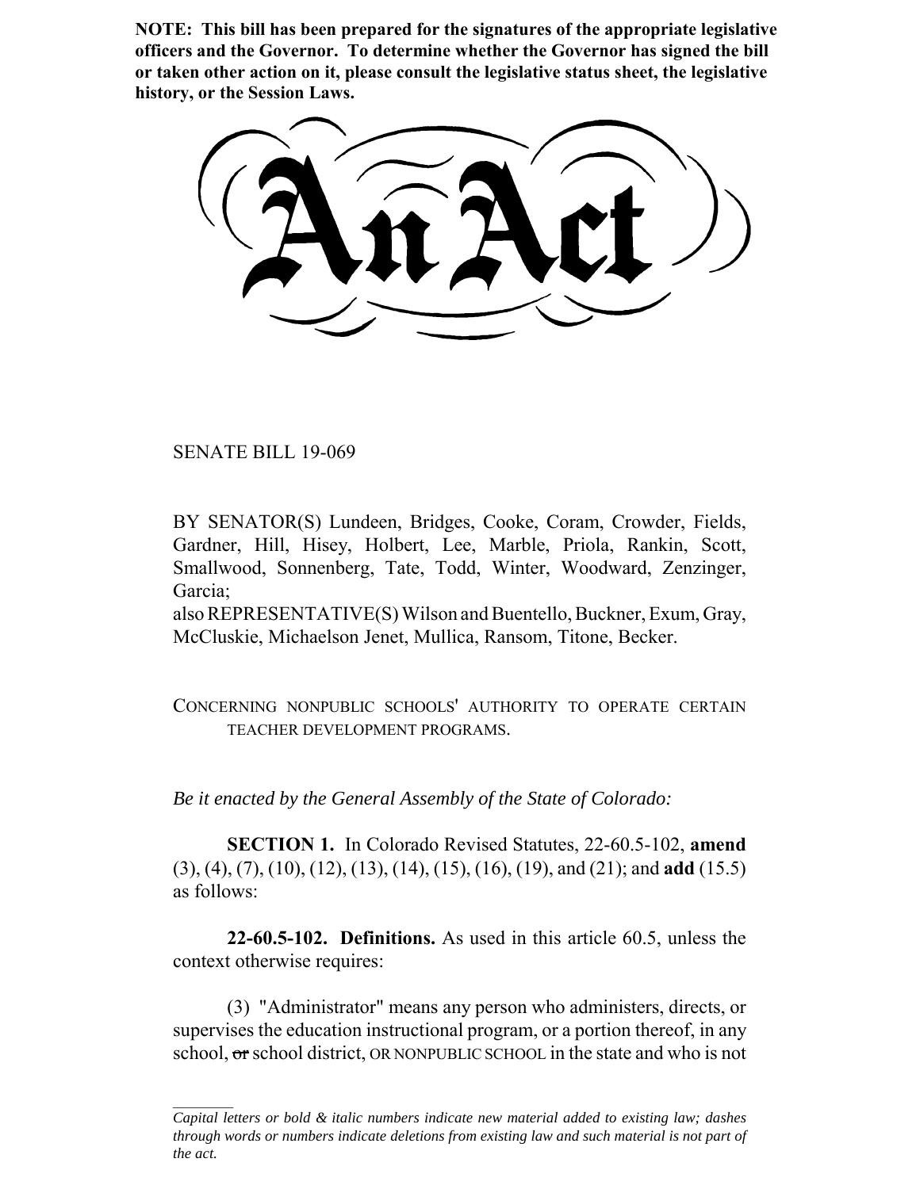**NOTE: This bill has been prepared for the signatures of the appropriate legislative officers and the Governor. To determine whether the Governor has signed the bill or taken other action on it, please consult the legislative status sheet, the legislative history, or the Session Laws.**

# An Act

SENATE BILL 19-069

BY SENATOR(S) Lundeen, Bridges, Cooke, Coram, Crowder, Fields, Gardner, Hill, Hisey, Holbert, Lee, Marble, Priola, Rankin, Scott, Smallwood, Sonnenberg, Tate, Todd, Winter, Woodward, Zenzinger, Garcia;
also REPRESENTATIVE(S) Wilson and Buentello, Buckner, Exum, Gray, McCluskie, Michaelson Jenet, Mullica, Ransom, Titone, Becker.

CONCERNING NONPUBLIC SCHOOLS' AUTHORITY TO OPERATE CERTAIN TEACHER DEVELOPMENT PROGRAMS.

*Be it enacted by the General Assembly of the State of Colorado:*

**SECTION 1.** In Colorado Revised Statutes, 22-60.5-102, **amend** (3), (4), (7), (10), (12), (13), (14), (15), (16), (19), and (21); and **add** (15.5) as follows:

**22-60.5-102. Definitions.** As used in this article 60.5, unless the context otherwise requires:

(3) "Administrator" means any person who administers, directs, or supervises the education instructional program, or a portion thereof, in any school, ~~or~~ school district, OR NONPUBLIC SCHOOL in the state and who is not

*Capital letters or bold & italic numbers indicate new material added to existing law; dashes through words or numbers indicate deletions from existing law and such material is not part of the act.*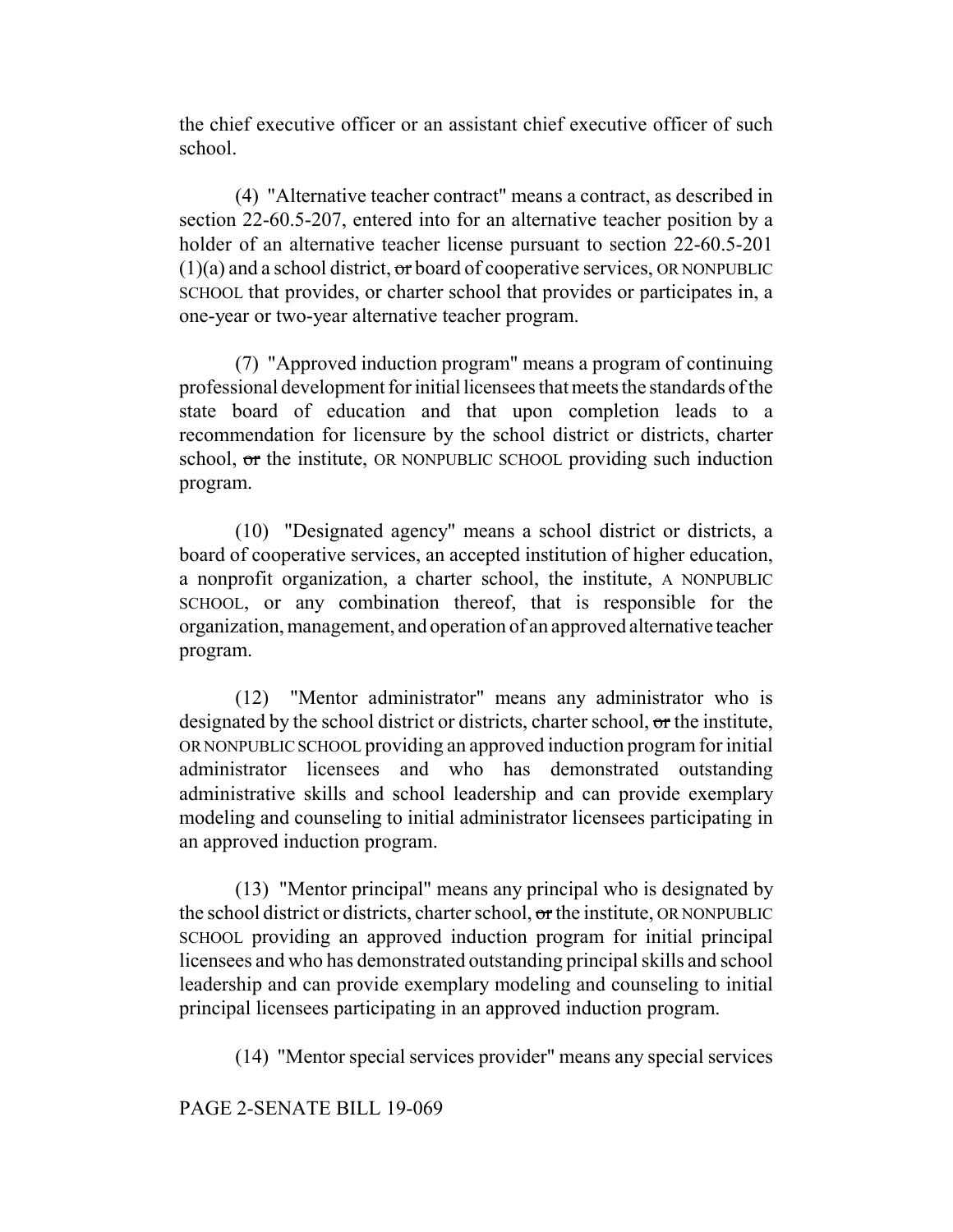the chief executive officer or an assistant chief executive officer of such school.

(4) "Alternative teacher contract" means a contract, as described in section 22-60.5-207, entered into for an alternative teacher position by a holder of an alternative teacher license pursuant to section 22-60.5-201 (1)(a) and a school district, ~~or~~ board of cooperative services, OR NONPUBLIC SCHOOL that provides, or charter school that provides or participates in, a one-year or two-year alternative teacher program.

(7) "Approved induction program" means a program of continuing professional development for initial licensees that meets the standards of the state board of education and that upon completion leads to a recommendation for licensure by the school district or districts, charter school, ~~or~~ the institute, OR NONPUBLIC SCHOOL providing such induction program.

(10) "Designated agency" means a school district or districts, a board of cooperative services, an accepted institution of higher education, a nonprofit organization, a charter school, the institute, A NONPUBLIC SCHOOL, or any combination thereof, that is responsible for the organization, management, and operation of an approved alternative teacher program.

(12) "Mentor administrator" means any administrator who is designated by the school district or districts, charter school, ~~or~~ the institute, OR NONPUBLIC SCHOOL providing an approved induction program for initial administrator licensees and who has demonstrated outstanding administrative skills and school leadership and can provide exemplary modeling and counseling to initial administrator licensees participating in an approved induction program.

(13) "Mentor principal" means any principal who is designated by the school district or districts, charter school, ~~or~~ the institute, OR NONPUBLIC SCHOOL providing an approved induction program for initial principal licensees and who has demonstrated outstanding principal skills and school leadership and can provide exemplary modeling and counseling to initial principal licensees participating in an approved induction program.

(14) "Mentor special services provider" means any special services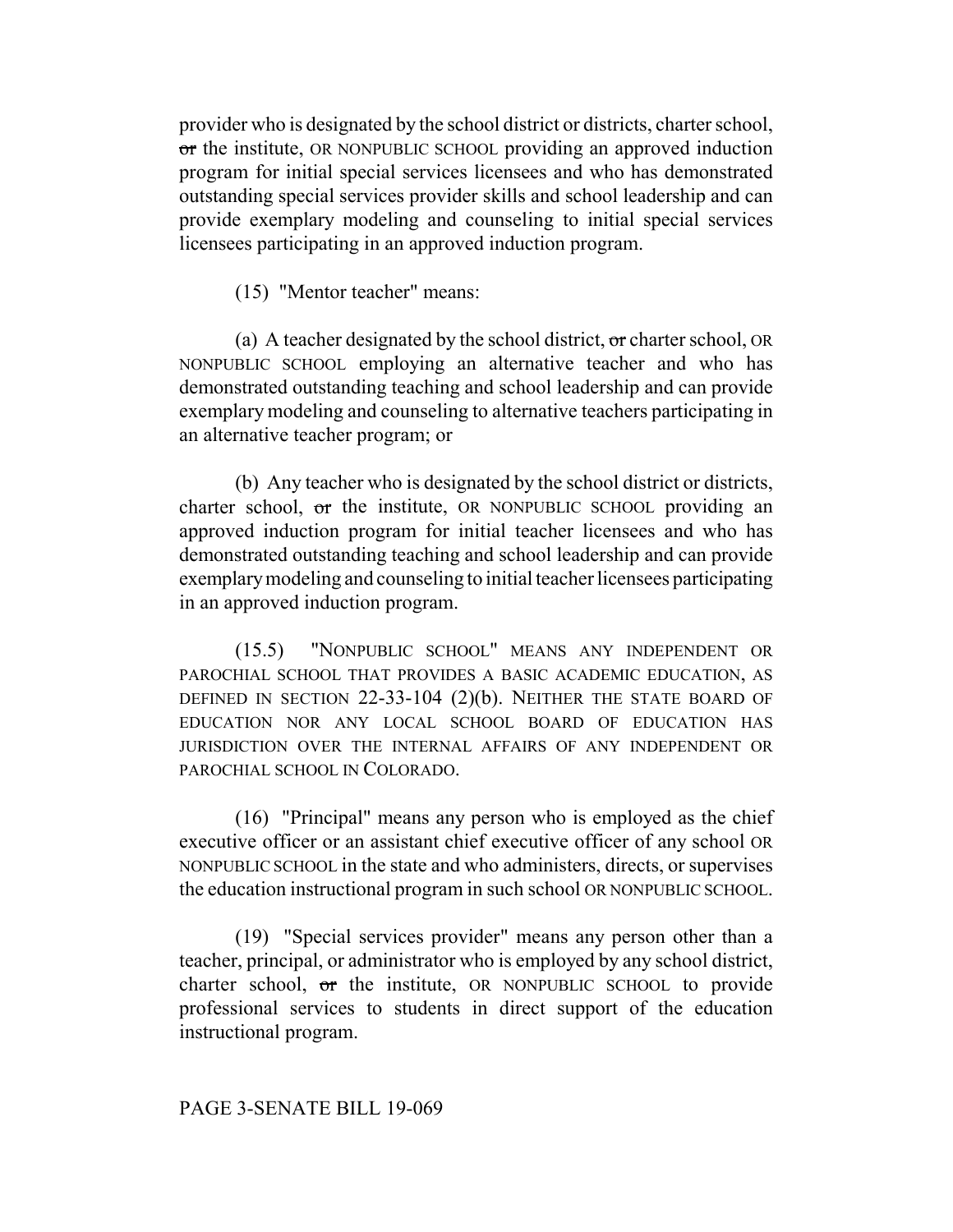provider who is designated by the school district or districts, charter school, ~~or~~ the institute, OR NONPUBLIC SCHOOL providing an approved induction program for initial special services licensees and who has demonstrated outstanding special services provider skills and school leadership and can provide exemplary modeling and counseling to initial special services licensees participating in an approved induction program.

(15) "Mentor teacher" means:

(a) A teacher designated by the school district, ~~or~~ charter school, OR NONPUBLIC SCHOOL employing an alternative teacher and who has demonstrated outstanding teaching and school leadership and can provide exemplary modeling and counseling to alternative teachers participating in an alternative teacher program; or

(b) Any teacher who is designated by the school district or districts, charter school, ~~or~~ the institute, OR NONPUBLIC SCHOOL providing an approved induction program for initial teacher licensees and who has demonstrated outstanding teaching and school leadership and can provide exemplary modeling and counseling to initial teacher licensees participating in an approved induction program.

(15.5) "NONPUBLIC SCHOOL" MEANS ANY INDEPENDENT OR PAROCHIAL SCHOOL THAT PROVIDES A BASIC ACADEMIC EDUCATION, AS DEFINED IN SECTION 22-33-104 (2)(b). NEITHER THE STATE BOARD OF EDUCATION NOR ANY LOCAL SCHOOL BOARD OF EDUCATION HAS JURISDICTION OVER THE INTERNAL AFFAIRS OF ANY INDEPENDENT OR PAROCHIAL SCHOOL IN COLORADO.

(16) "Principal" means any person who is employed as the chief executive officer or an assistant chief executive officer of any school OR NONPUBLIC SCHOOL in the state and who administers, directs, or supervises the education instructional program in such school OR NONPUBLIC SCHOOL.

(19) "Special services provider" means any person other than a teacher, principal, or administrator who is employed by any school district, charter school, ~~or~~ the institute, OR NONPUBLIC SCHOOL to provide professional services to students in direct support of the education instructional program.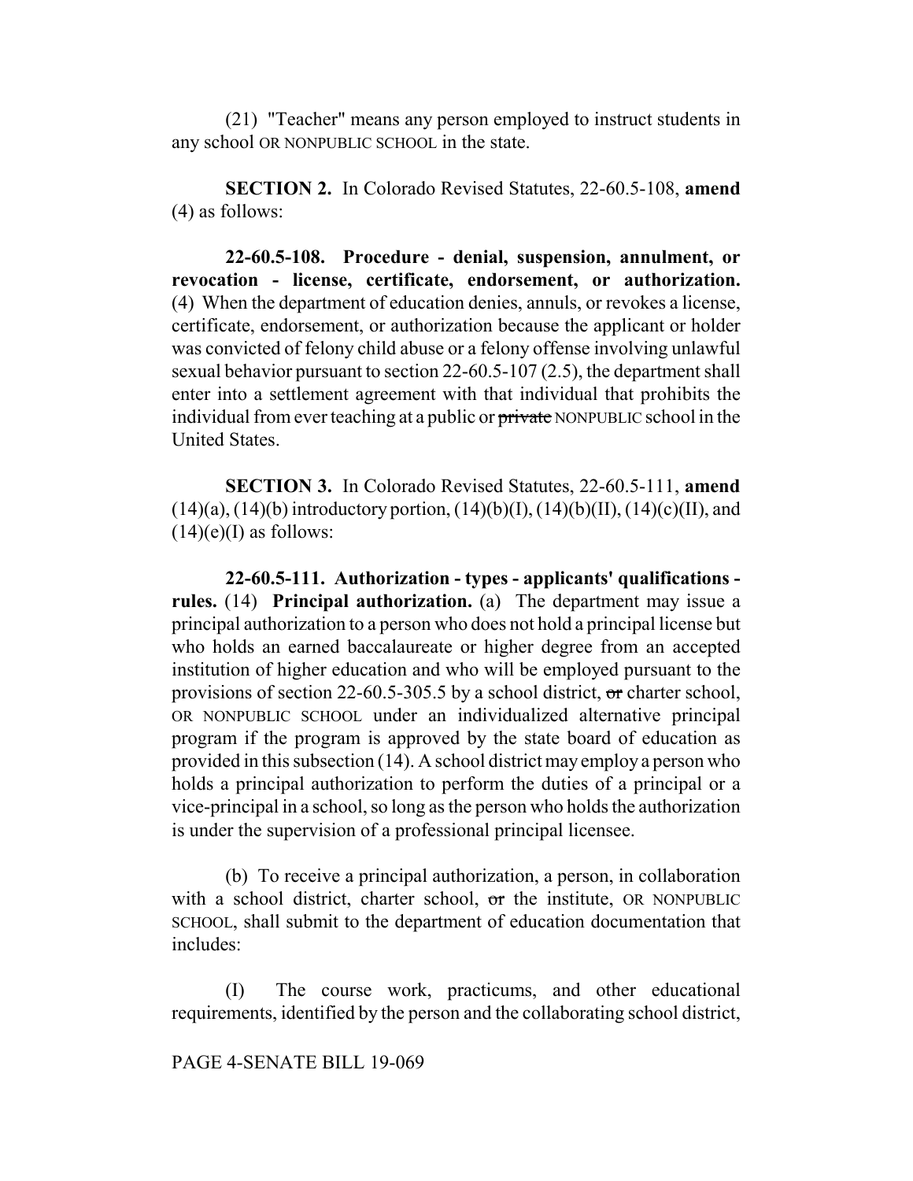(21) "Teacher" means any person employed to instruct students in any school OR NONPUBLIC SCHOOL in the state.

**SECTION 2.** In Colorado Revised Statutes, 22-60.5-108, **amend** (4) as follows:

**22-60.5-108. Procedure - denial, suspension, annulment, or revocation - license, certificate, endorsement, or authorization.** (4) When the department of education denies, annuls, or revokes a license, certificate, endorsement, or authorization because the applicant or holder was convicted of felony child abuse or a felony offense involving unlawful sexual behavior pursuant to section 22-60.5-107 (2.5), the department shall enter into a settlement agreement with that individual that prohibits the individual from ever teaching at a public or ~~private~~ NONPUBLIC school in the United States.

**SECTION 3.** In Colorado Revised Statutes, 22-60.5-111, **amend** (14)(a), (14)(b) introductory portion, (14)(b)(I), (14)(b)(II), (14)(c)(II), and (14)(e)(I) as follows:

**22-60.5-111. Authorization - types - applicants' qualifications - rules.** (14) **Principal authorization.** (a) The department may issue a principal authorization to a person who does not hold a principal license but who holds an earned baccalaureate or higher degree from an accepted institution of higher education and who will be employed pursuant to the provisions of section 22-60.5-305.5 by a school district, ~~or~~ charter school, OR NONPUBLIC SCHOOL under an individualized alternative principal program if the program is approved by the state board of education as provided in this subsection (14). A school district may employ a person who holds a principal authorization to perform the duties of a principal or a vice-principal in a school, so long as the person who holds the authorization is under the supervision of a professional principal licensee.

(b) To receive a principal authorization, a person, in collaboration with a school district, charter school, ~~or~~ the institute, OR NONPUBLIC SCHOOL, shall submit to the department of education documentation that includes:

(I) The course work, practicums, and other educational requirements, identified by the person and the collaborating school district,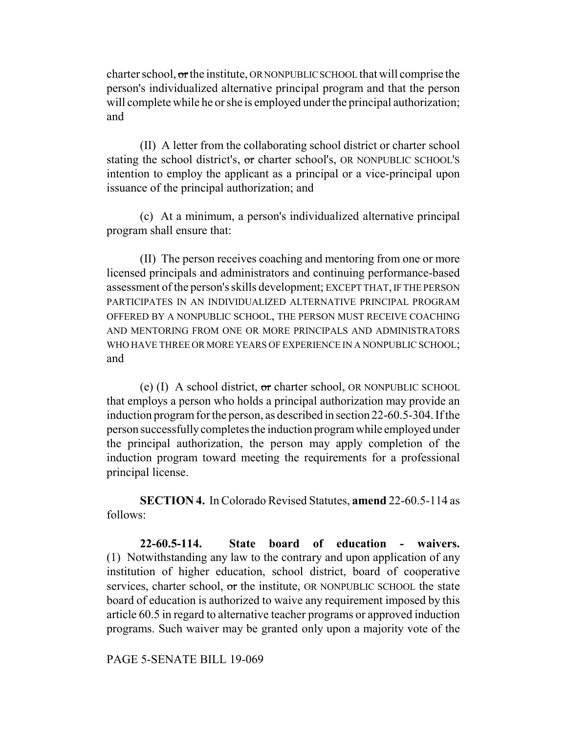charter school, ~~or~~ the institute, OR NONPUBLIC SCHOOL that will comprise the person's individualized alternative principal program and that the person will complete while he or she is employed under the principal authorization; and

(II) A letter from the collaborating school district or charter school stating the school district's, ~~or~~ charter school's, OR NONPUBLIC SCHOOL'S intention to employ the applicant as a principal or a vice-principal upon issuance of the principal authorization; and

(c) At a minimum, a person's individualized alternative principal program shall ensure that:

(II) The person receives coaching and mentoring from one or more licensed principals and administrators and continuing performance-based assessment of the person's skills development; EXCEPT THAT, IF THE PERSON PARTICIPATES IN AN INDIVIDUALIZED ALTERNATIVE PRINCIPAL PROGRAM OFFERED BY A NONPUBLIC SCHOOL, THE PERSON MUST RECEIVE COACHING AND MENTORING FROM ONE OR MORE PRINCIPALS AND ADMINISTRATORS WHO HAVE THREE OR MORE YEARS OF EXPERIENCE IN A NONPUBLIC SCHOOL; and

(e) (I) A school district, ~~or~~ charter school, OR NONPUBLIC SCHOOL that employs a person who holds a principal authorization may provide an induction program for the person, as described in section 22-60.5-304. If the person successfully completes the induction program while employed under the principal authorization, the person may apply completion of the induction program toward meeting the requirements for a professional principal license.

**SECTION 4.** In Colorado Revised Statutes, **amend** 22-60.5-114 as follows:

**22-60.5-114. State board of education - waivers.** (1) Notwithstanding any law to the contrary and upon application of any institution of higher education, school district, board of cooperative services, charter school, ~~or~~ the institute, OR NONPUBLIC SCHOOL the state board of education is authorized to waive any requirement imposed by this article 60.5 in regard to alternative teacher programs or approved induction programs. Such waiver may be granted only upon a majority vote of the

PAGE 5-SENATE BILL 19-069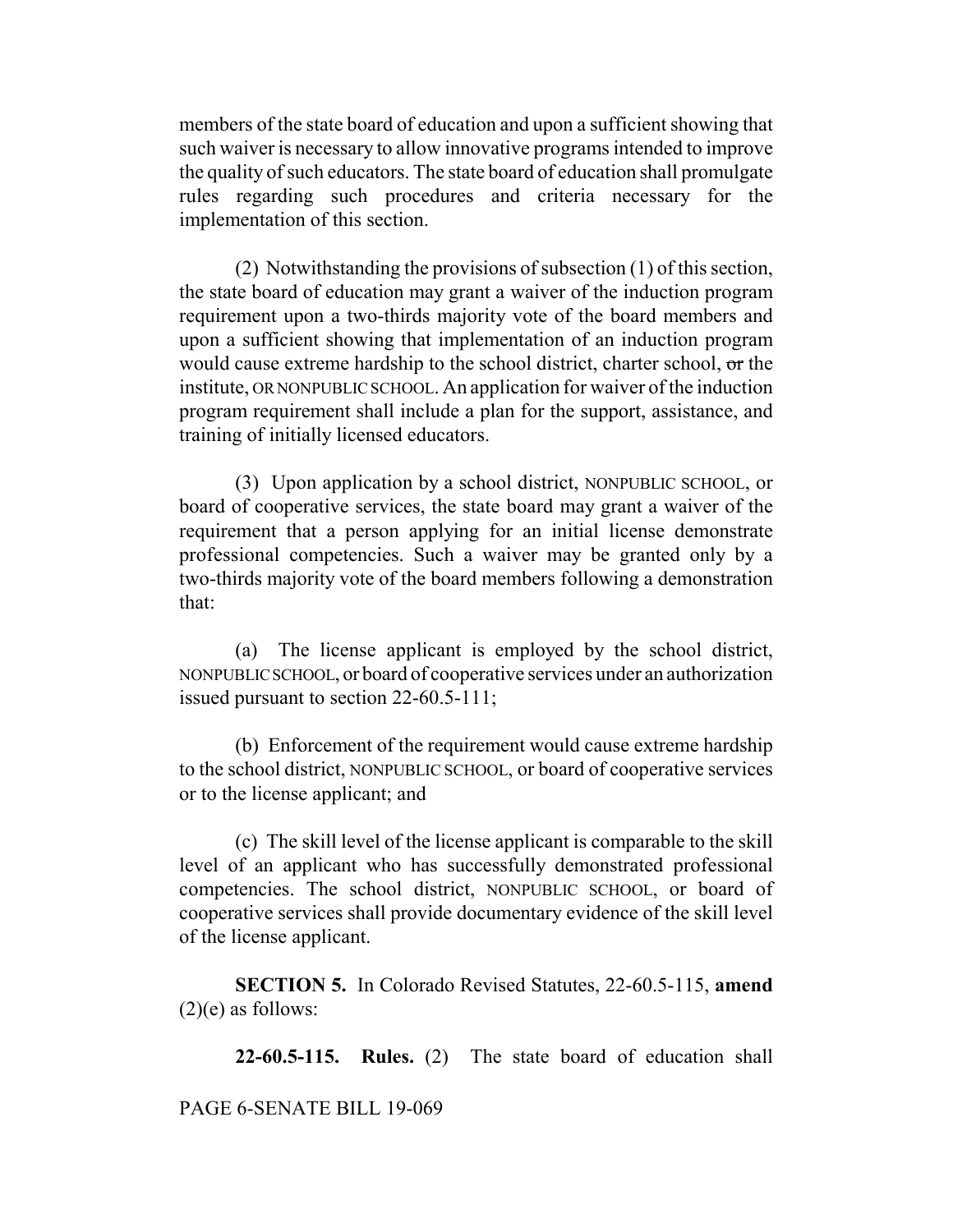members of the state board of education and upon a sufficient showing that such waiver is necessary to allow innovative programs intended to improve the quality of such educators. The state board of education shall promulgate rules regarding such procedures and criteria necessary for the implementation of this section.

(2) Notwithstanding the provisions of subsection (1) of this section, the state board of education may grant a waiver of the induction program requirement upon a two-thirds majority vote of the board members and upon a sufficient showing that implementation of an induction program would cause extreme hardship to the school district, charter school, ~~or~~ the institute, OR NONPUBLIC SCHOOL. An application for waiver of the induction program requirement shall include a plan for the support, assistance, and training of initially licensed educators.

(3) Upon application by a school district, NONPUBLIC SCHOOL, or board of cooperative services, the state board may grant a waiver of the requirement that a person applying for an initial license demonstrate professional competencies. Such a waiver may be granted only by a two-thirds majority vote of the board members following a demonstration that:

(a) The license applicant is employed by the school district, NONPUBLIC SCHOOL, or board of cooperative services under an authorization issued pursuant to section 22-60.5-111;

(b) Enforcement of the requirement would cause extreme hardship to the school district, NONPUBLIC SCHOOL, or board of cooperative services or to the license applicant; and

(c) The skill level of the license applicant is comparable to the skill level of an applicant who has successfully demonstrated professional competencies. The school district, NONPUBLIC SCHOOL, or board of cooperative services shall provide documentary evidence of the skill level of the license applicant.

**SECTION 5.** In Colorado Revised Statutes, 22-60.5-115, **amend** (2)(e) as follows:

**22-60.5-115. Rules.** (2) The state board of education shall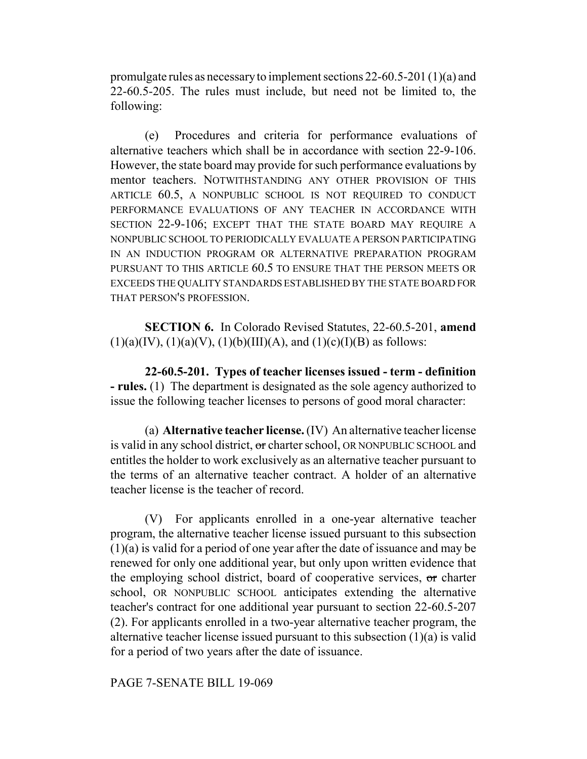promulgate rules as necessary to implement sections 22-60.5-201 (1)(a) and 22-60.5-205. The rules must include, but need not be limited to, the following:

(e) Procedures and criteria for performance evaluations of alternative teachers which shall be in accordance with section 22-9-106. However, the state board may provide for such performance evaluations by mentor teachers. NOTWITHSTANDING ANY OTHER PROVISION OF THIS ARTICLE 60.5, A NONPUBLIC SCHOOL IS NOT REQUIRED TO CONDUCT PERFORMANCE EVALUATIONS OF ANY TEACHER IN ACCORDANCE WITH SECTION 22-9-106; EXCEPT THAT THE STATE BOARD MAY REQUIRE A NONPUBLIC SCHOOL TO PERIODICALLY EVALUATE A PERSON PARTICIPATING IN AN INDUCTION PROGRAM OR ALTERNATIVE PREPARATION PROGRAM PURSUANT TO THIS ARTICLE 60.5 TO ENSURE THAT THE PERSON MEETS OR EXCEEDS THE QUALITY STANDARDS ESTABLISHED BY THE STATE BOARD FOR THAT PERSON'S PROFESSION.

**SECTION 6.** In Colorado Revised Statutes, 22-60.5-201, **amend** (1)(a)(IV), (1)(a)(V), (1)(b)(III)(A), and (1)(c)(I)(B) as follows:

**22-60.5-201. Types of teacher licenses issued - term - definition - rules.** (1) The department is designated as the sole agency authorized to issue the following teacher licenses to persons of good moral character:

(a) **Alternative teacher license.** (IV) An alternative teacher license is valid in any school district, ~~or~~ charter school, OR NONPUBLIC SCHOOL and entitles the holder to work exclusively as an alternative teacher pursuant to the terms of an alternative teacher contract. A holder of an alternative teacher license is the teacher of record.

(V) For applicants enrolled in a one-year alternative teacher program, the alternative teacher license issued pursuant to this subsection (1)(a) is valid for a period of one year after the date of issuance and may be renewed for only one additional year, but only upon written evidence that the employing school district, board of cooperative services, ~~or~~ charter school, OR NONPUBLIC SCHOOL anticipates extending the alternative teacher's contract for one additional year pursuant to section 22-60.5-207 (2). For applicants enrolled in a two-year alternative teacher program, the alternative teacher license issued pursuant to this subsection (1)(a) is valid for a period of two years after the date of issuance.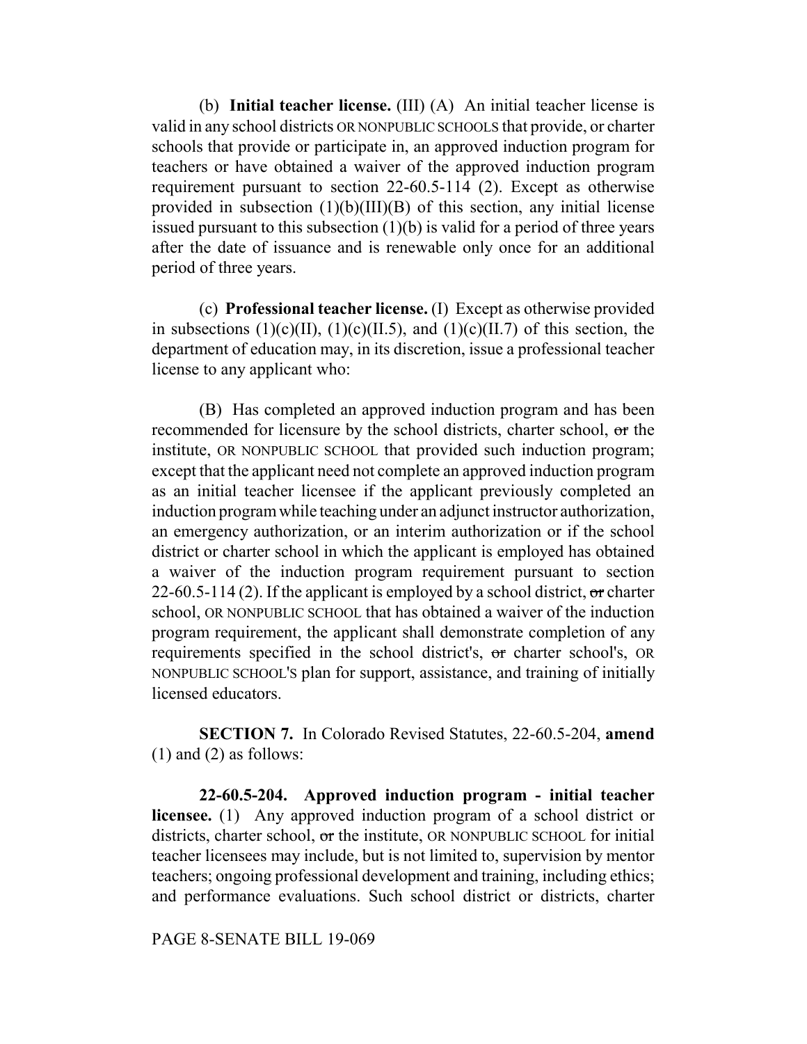(b) **Initial teacher license.** (III) (A) An initial teacher license is valid in any school districts OR NONPUBLIC SCHOOLS that provide, or charter schools that provide or participate in, an approved induction program for teachers or have obtained a waiver of the approved induction program requirement pursuant to section 22-60.5-114 (2). Except as otherwise provided in subsection (1)(b)(III)(B) of this section, any initial license issued pursuant to this subsection (1)(b) is valid for a period of three years after the date of issuance and is renewable only once for an additional period of three years.

(c) **Professional teacher license.** (I) Except as otherwise provided in subsections (1)(c)(II), (1)(c)(II.5), and (1)(c)(II.7) of this section, the department of education may, in its discretion, issue a professional teacher license to any applicant who:

(B) Has completed an approved induction program and has been recommended for licensure by the school districts, charter school, ~~or~~ the institute, OR NONPUBLIC SCHOOL that provided such induction program; except that the applicant need not complete an approved induction program as an initial teacher licensee if the applicant previously completed an induction program while teaching under an adjunct instructor authorization, an emergency authorization, or an interim authorization or if the school district or charter school in which the applicant is employed has obtained a waiver of the induction program requirement pursuant to section 22-60.5-114 (2). If the applicant is employed by a school district, ~~or~~ charter school, OR NONPUBLIC SCHOOL that has obtained a waiver of the induction program requirement, the applicant shall demonstrate completion of any requirements specified in the school district's, ~~or~~ charter school's, OR NONPUBLIC SCHOOL'S plan for support, assistance, and training of initially licensed educators.

**SECTION 7.** In Colorado Revised Statutes, 22-60.5-204, **amend** (1) and (2) as follows:

**22-60.5-204. Approved induction program - initial teacher licensee.** (1) Any approved induction program of a school district or districts, charter school, ~~or~~ the institute, OR NONPUBLIC SCHOOL for initial teacher licensees may include, but is not limited to, supervision by mentor teachers; ongoing professional development and training, including ethics; and performance evaluations. Such school district or districts, charter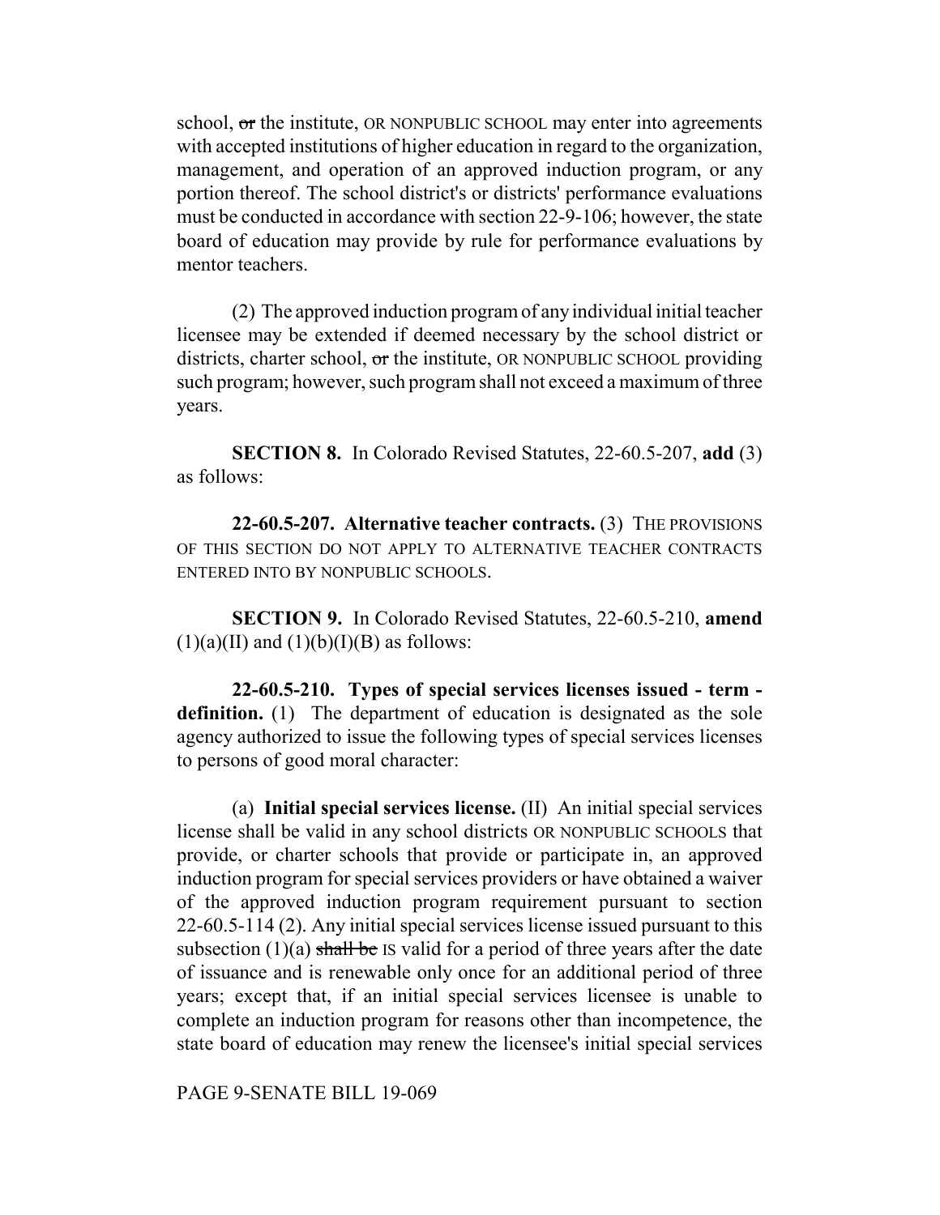school, ~~or~~ the institute, OR NONPUBLIC SCHOOL may enter into agreements with accepted institutions of higher education in regard to the organization, management, and operation of an approved induction program, or any portion thereof. The school district's or districts' performance evaluations must be conducted in accordance with section 22-9-106; however, the state board of education may provide by rule for performance evaluations by mentor teachers.

(2) The approved induction program of any individual initial teacher licensee may be extended if deemed necessary by the school district or districts, charter school, ~~or~~ the institute, OR NONPUBLIC SCHOOL providing such program; however, such program shall not exceed a maximum of three years.

**SECTION 8.** In Colorado Revised Statutes, 22-60.5-207, **add** (3) as follows:

**22-60.5-207. Alternative teacher contracts.** (3) THE PROVISIONS OF THIS SECTION DO NOT APPLY TO ALTERNATIVE TEACHER CONTRACTS ENTERED INTO BY NONPUBLIC SCHOOLS.

**SECTION 9.** In Colorado Revised Statutes, 22-60.5-210, **amend** (1)(a)(II) and (1)(b)(I)(B) as follows:

**22-60.5-210. Types of special services licenses issued - term - definition.** (1) The department of education is designated as the sole agency authorized to issue the following types of special services licenses to persons of good moral character:

(a) **Initial special services license.** (II) An initial special services license shall be valid in any school districts OR NONPUBLIC SCHOOLS that provide, or charter schools that provide or participate in, an approved induction program for special services providers or have obtained a waiver of the approved induction program requirement pursuant to section 22-60.5-114 (2). Any initial special services license issued pursuant to this subsection (1)(a) ~~shall be~~ IS valid for a period of three years after the date of issuance and is renewable only once for an additional period of three years; except that, if an initial special services licensee is unable to complete an induction program for reasons other than incompetence, the state board of education may renew the licensee's initial special services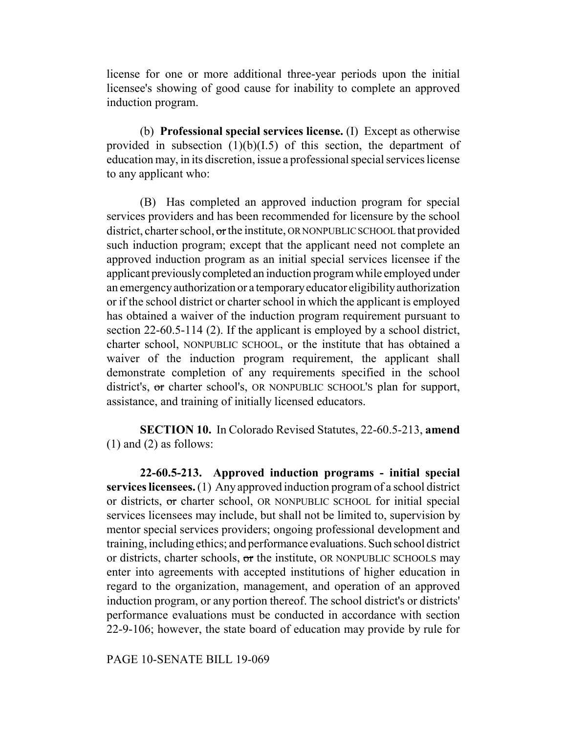license for one or more additional three-year periods upon the initial licensee's showing of good cause for inability to complete an approved induction program.

(b) **Professional special services license.** (I) Except as otherwise provided in subsection (1)(b)(I.5) of this section, the department of education may, in its discretion, issue a professional special services license to any applicant who:

(B) Has completed an approved induction program for special services providers and has been recommended for licensure by the school district, charter school, ~~or~~ the institute, OR NONPUBLIC SCHOOL that provided such induction program; except that the applicant need not complete an approved induction program as an initial special services licensee if the applicant previously completed an induction program while employed under an emergency authorization or a temporary educator eligibility authorization or if the school district or charter school in which the applicant is employed has obtained a waiver of the induction program requirement pursuant to section 22-60.5-114 (2). If the applicant is employed by a school district, charter school, NONPUBLIC SCHOOL, or the institute that has obtained a waiver of the induction program requirement, the applicant shall demonstrate completion of any requirements specified in the school district's, ~~or~~ charter school's, OR NONPUBLIC SCHOOL'S plan for support, assistance, and training of initially licensed educators.

**SECTION 10.** In Colorado Revised Statutes, 22-60.5-213, **amend** (1) and (2) as follows:

**22-60.5-213. Approved induction programs - initial special services licensees.** (1) Any approved induction program of a school district or districts, ~~or~~ charter school, OR NONPUBLIC SCHOOL for initial special services licensees may include, but shall not be limited to, supervision by mentor special services providers; ongoing professional development and training, including ethics; and performance evaluations. Such school district or districts, charter schools, ~~or~~ the institute, OR NONPUBLIC SCHOOLS may enter into agreements with accepted institutions of higher education in regard to the organization, management, and operation of an approved induction program, or any portion thereof. The school district's or districts' performance evaluations must be conducted in accordance with section 22-9-106; however, the state board of education may provide by rule for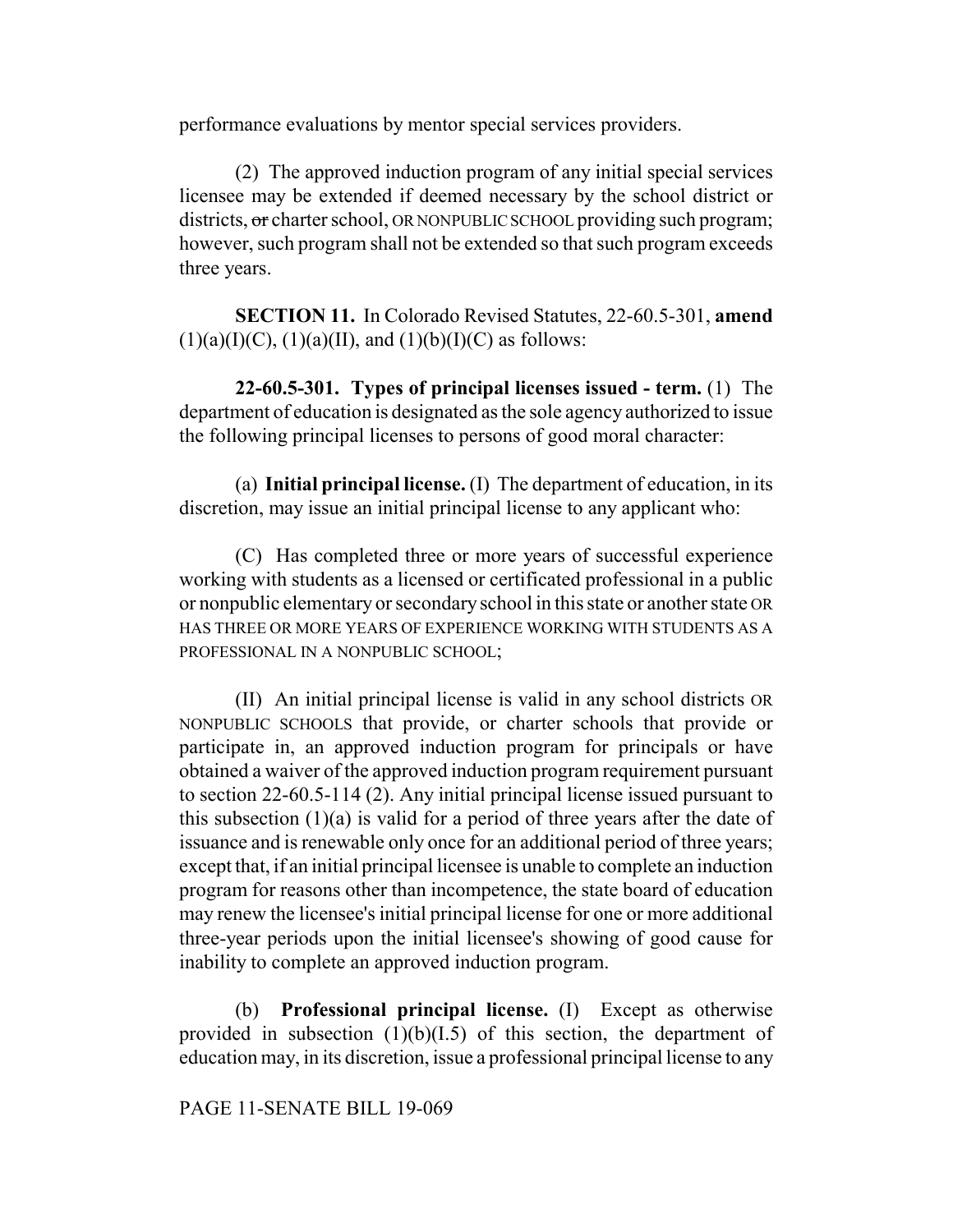performance evaluations by mentor special services providers.

(2) The approved induction program of any initial special services licensee may be extended if deemed necessary by the school district or districts, ~~or~~ charter school, OR NONPUBLIC SCHOOL providing such program; however, such program shall not be extended so that such program exceeds three years.

**SECTION 11.** In Colorado Revised Statutes, 22-60.5-301, **amend** (1)(a)(I)(C), (1)(a)(II), and (1)(b)(I)(C) as follows:

**22-60.5-301. Types of principal licenses issued - term.** (1) The department of education is designated as the sole agency authorized to issue the following principal licenses to persons of good moral character:

(a) **Initial principal license.** (I) The department of education, in its discretion, may issue an initial principal license to any applicant who:

(C) Has completed three or more years of successful experience working with students as a licensed or certificated professional in a public or nonpublic elementary or secondary school in this state or another state OR HAS THREE OR MORE YEARS OF EXPERIENCE WORKING WITH STUDENTS AS A PROFESSIONAL IN A NONPUBLIC SCHOOL;

(II) An initial principal license is valid in any school districts OR NONPUBLIC SCHOOLS that provide, or charter schools that provide or participate in, an approved induction program for principals or have obtained a waiver of the approved induction program requirement pursuant to section 22-60.5-114 (2). Any initial principal license issued pursuant to this subsection (1)(a) is valid for a period of three years after the date of issuance and is renewable only once for an additional period of three years; except that, if an initial principal licensee is unable to complete an induction program for reasons other than incompetence, the state board of education may renew the licensee's initial principal license for one or more additional three-year periods upon the initial licensee's showing of good cause for inability to complete an approved induction program.

(b) **Professional principal license.** (I) Except as otherwise provided in subsection (1)(b)(I.5) of this section, the department of education may, in its discretion, issue a professional principal license to any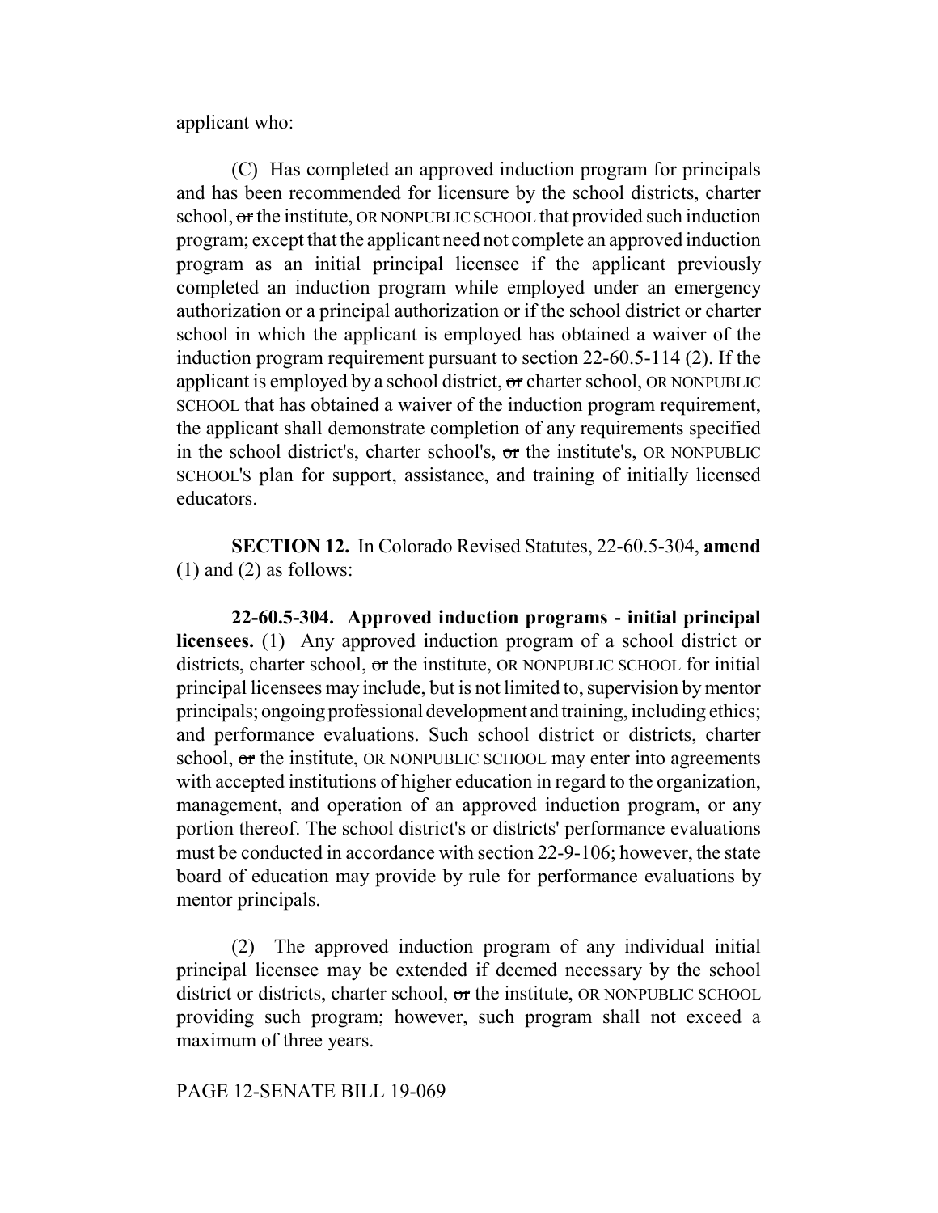applicant who:

(C) Has completed an approved induction program for principals and has been recommended for licensure by the school districts, charter school, ~~or~~ the institute, OR NONPUBLIC SCHOOL that provided such induction program; except that the applicant need not complete an approved induction program as an initial principal licensee if the applicant previously completed an induction program while employed under an emergency authorization or a principal authorization or if the school district or charter school in which the applicant is employed has obtained a waiver of the induction program requirement pursuant to section 22-60.5-114 (2). If the applicant is employed by a school district, ~~or~~ charter school, OR NONPUBLIC SCHOOL that has obtained a waiver of the induction program requirement, the applicant shall demonstrate completion of any requirements specified in the school district's, charter school's, ~~or~~ the institute's, OR NONPUBLIC SCHOOL'S plan for support, assistance, and training of initially licensed educators.

**SECTION 12.** In Colorado Revised Statutes, 22-60.5-304, **amend** (1) and (2) as follows:

**22-60.5-304. Approved induction programs - initial principal licensees.** (1) Any approved induction program of a school district or districts, charter school, ~~or~~ the institute, OR NONPUBLIC SCHOOL for initial principal licensees may include, but is not limited to, supervision by mentor principals; ongoing professional development and training, including ethics; and performance evaluations. Such school district or districts, charter school, ~~or~~ the institute, OR NONPUBLIC SCHOOL may enter into agreements with accepted institutions of higher education in regard to the organization, management, and operation of an approved induction program, or any portion thereof. The school district's or districts' performance evaluations must be conducted in accordance with section 22-9-106; however, the state board of education may provide by rule for performance evaluations by mentor principals.

(2) The approved induction program of any individual initial principal licensee may be extended if deemed necessary by the school district or districts, charter school, ~~or~~ the institute, OR NONPUBLIC SCHOOL providing such program; however, such program shall not exceed a maximum of three years.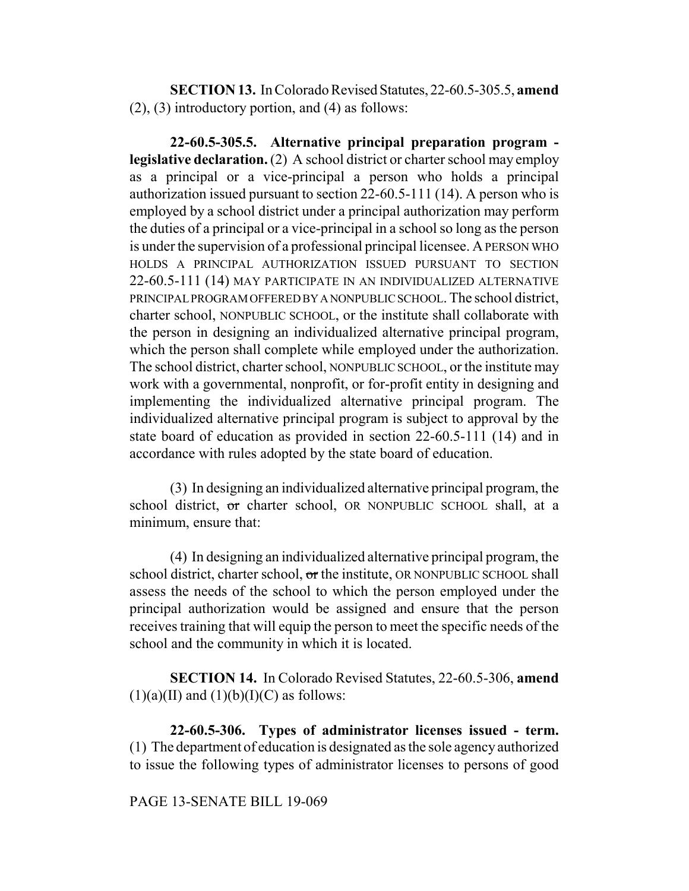**SECTION 13.** In Colorado Revised Statutes, 22-60.5-305.5, **amend** (2), (3) introductory portion, and (4) as follows:

**22-60.5-305.5. Alternative principal preparation program - legislative declaration.** (2) A school district or charter school may employ as a principal or a vice-principal a person who holds a principal authorization issued pursuant to section 22-60.5-111 (14). A person who is employed by a school district under a principal authorization may perform the duties of a principal or a vice-principal in a school so long as the person is under the supervision of a professional principal licensee. A PERSON WHO HOLDS A PRINCIPAL AUTHORIZATION ISSUED PURSUANT TO SECTION 22-60.5-111 (14) MAY PARTICIPATE IN AN INDIVIDUALIZED ALTERNATIVE PRINCIPAL PROGRAM OFFERED BY A NONPUBLIC SCHOOL. The school district, charter school, NONPUBLIC SCHOOL, or the institute shall collaborate with the person in designing an individualized alternative principal program, which the person shall complete while employed under the authorization. The school district, charter school, NONPUBLIC SCHOOL, or the institute may work with a governmental, nonprofit, or for-profit entity in designing and implementing the individualized alternative principal program. The individualized alternative principal program is subject to approval by the state board of education as provided in section 22-60.5-111 (14) and in accordance with rules adopted by the state board of education.

(3) In designing an individualized alternative principal program, the school district, ~~or~~ charter school, OR NONPUBLIC SCHOOL shall, at a minimum, ensure that:

(4) In designing an individualized alternative principal program, the school district, charter school, ~~or~~ the institute, OR NONPUBLIC SCHOOL shall assess the needs of the school to which the person employed under the principal authorization would be assigned and ensure that the person receives training that will equip the person to meet the specific needs of the school and the community in which it is located.

**SECTION 14.** In Colorado Revised Statutes, 22-60.5-306, **amend** (1)(a)(II) and (1)(b)(I)(C) as follows:

**22-60.5-306. Types of administrator licenses issued - term.** (1) The department of education is designated as the sole agency authorized to issue the following types of administrator licenses to persons of good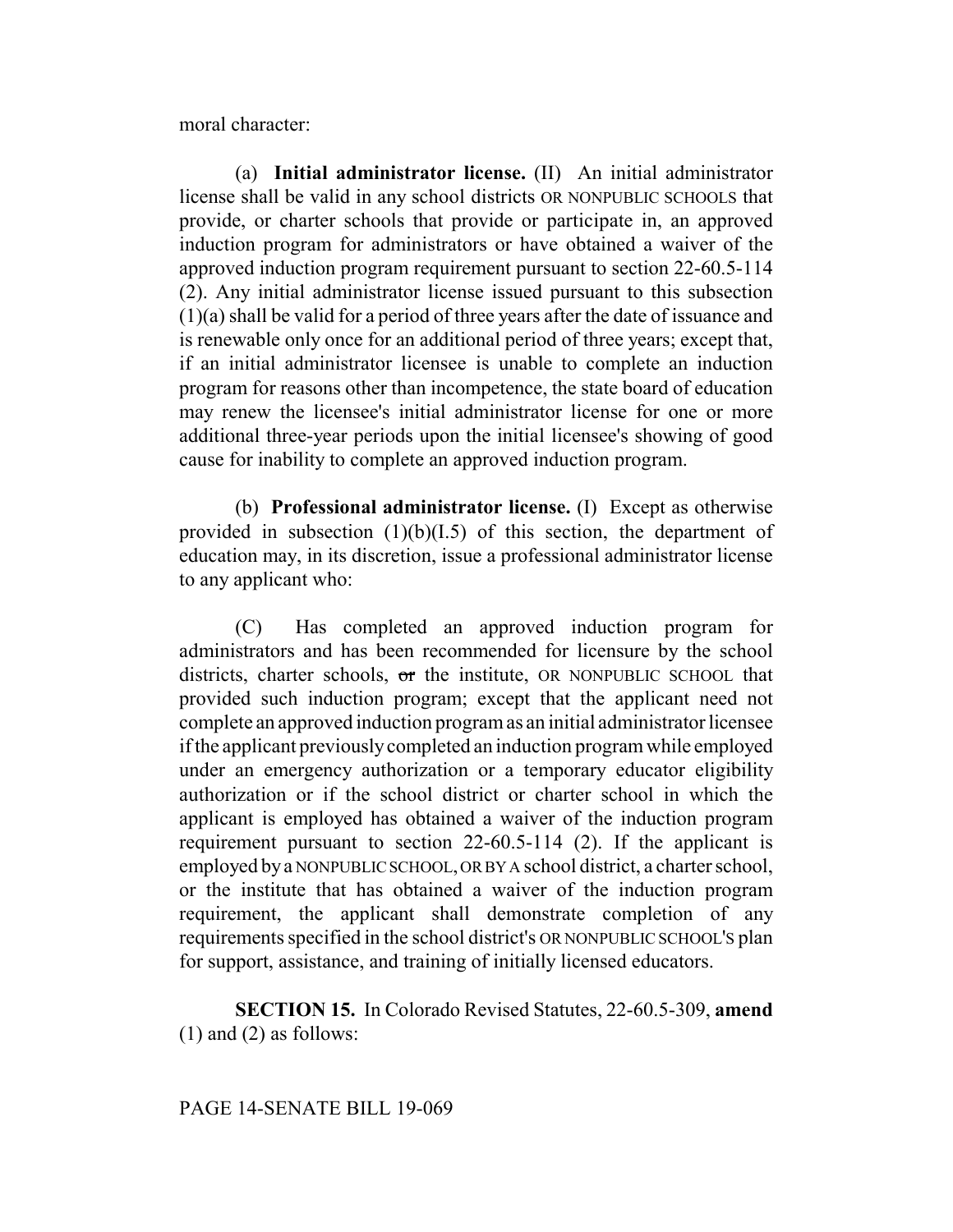moral character:

(a) **Initial administrator license.** (II) An initial administrator license shall be valid in any school districts OR NONPUBLIC SCHOOLS that provide, or charter schools that provide or participate in, an approved induction program for administrators or have obtained a waiver of the approved induction program requirement pursuant to section 22-60.5-114 (2). Any initial administrator license issued pursuant to this subsection (1)(a) shall be valid for a period of three years after the date of issuance and is renewable only once for an additional period of three years; except that, if an initial administrator licensee is unable to complete an induction program for reasons other than incompetence, the state board of education may renew the licensee's initial administrator license for one or more additional three-year periods upon the initial licensee's showing of good cause for inability to complete an approved induction program.

(b) **Professional administrator license.** (I) Except as otherwise provided in subsection (1)(b)(I.5) of this section, the department of education may, in its discretion, issue a professional administrator license to any applicant who:

(C) Has completed an approved induction program for administrators and has been recommended for licensure by the school districts, charter schools, ~~or~~ the institute, OR NONPUBLIC SCHOOL that provided such induction program; except that the applicant need not complete an approved induction program as an initial administrator licensee if the applicant previously completed an induction program while employed under an emergency authorization or a temporary educator eligibility authorization or if the school district or charter school in which the applicant is employed has obtained a waiver of the induction program requirement pursuant to section 22-60.5-114 (2). If the applicant is employed by a NONPUBLIC SCHOOL, OR BY A school district, a charter school, or the institute that has obtained a waiver of the induction program requirement, the applicant shall demonstrate completion of any requirements specified in the school district's OR NONPUBLIC SCHOOL'S plan for support, assistance, and training of initially licensed educators.

**SECTION 15.** In Colorado Revised Statutes, 22-60.5-309, **amend** (1) and (2) as follows: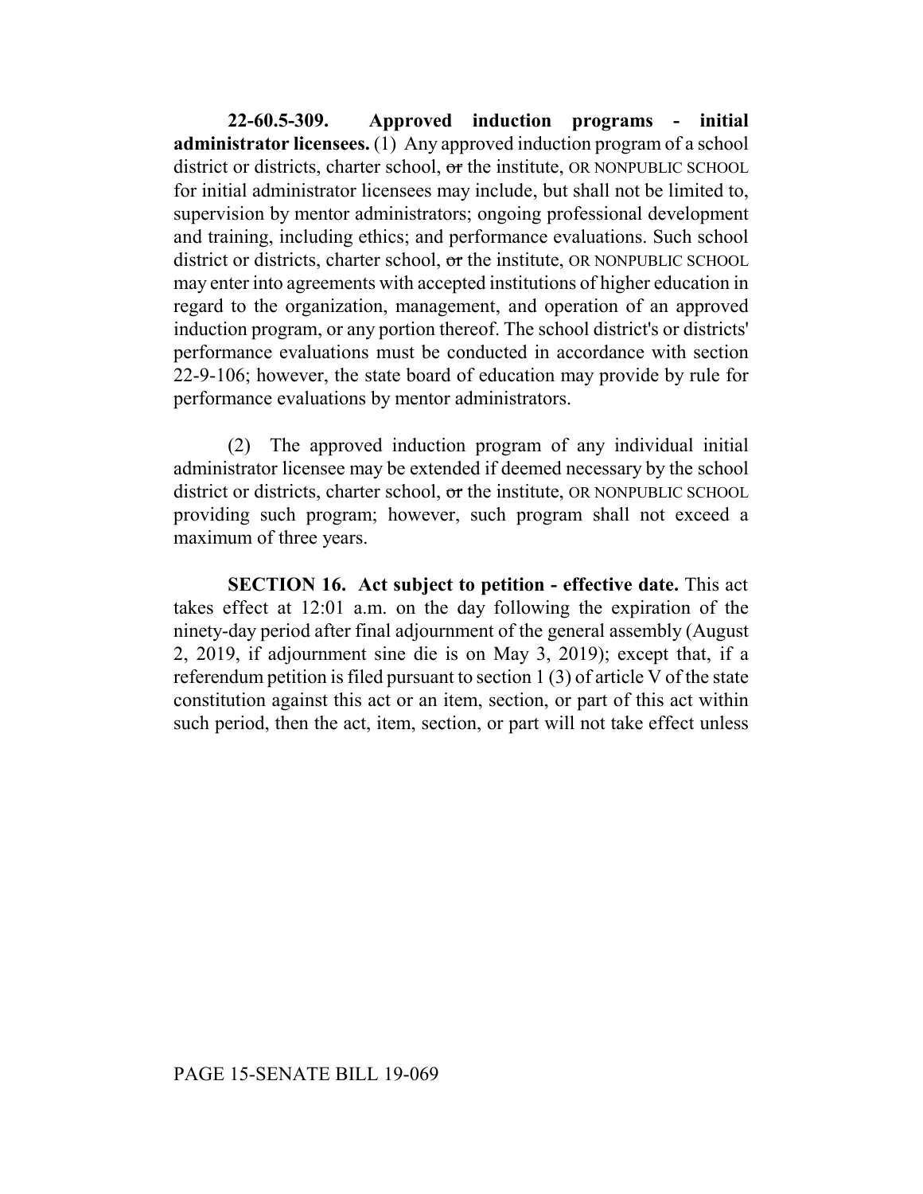**22-60.5-309. Approved induction programs - initial administrator licensees.** (1) Any approved induction program of a school district or districts, charter school, ~~or~~ the institute, OR NONPUBLIC SCHOOL for initial administrator licensees may include, but shall not be limited to, supervision by mentor administrators; ongoing professional development and training, including ethics; and performance evaluations. Such school district or districts, charter school, ~~or~~ the institute, OR NONPUBLIC SCHOOL may enter into agreements with accepted institutions of higher education in regard to the organization, management, and operation of an approved induction program, or any portion thereof. The school district's or districts' performance evaluations must be conducted in accordance with section 22-9-106; however, the state board of education may provide by rule for performance evaluations by mentor administrators.

(2) The approved induction program of any individual initial administrator licensee may be extended if deemed necessary by the school district or districts, charter school, ~~or~~ the institute, OR NONPUBLIC SCHOOL providing such program; however, such program shall not exceed a maximum of three years.

**SECTION 16. Act subject to petition - effective date.** This act takes effect at 12:01 a.m. on the day following the expiration of the ninety-day period after final adjournment of the general assembly (August 2, 2019, if adjournment sine die is on May 3, 2019); except that, if a referendum petition is filed pursuant to section 1 (3) of article V of the state constitution against this act or an item, section, or part of this act within such period, then the act, item, section, or part will not take effect unless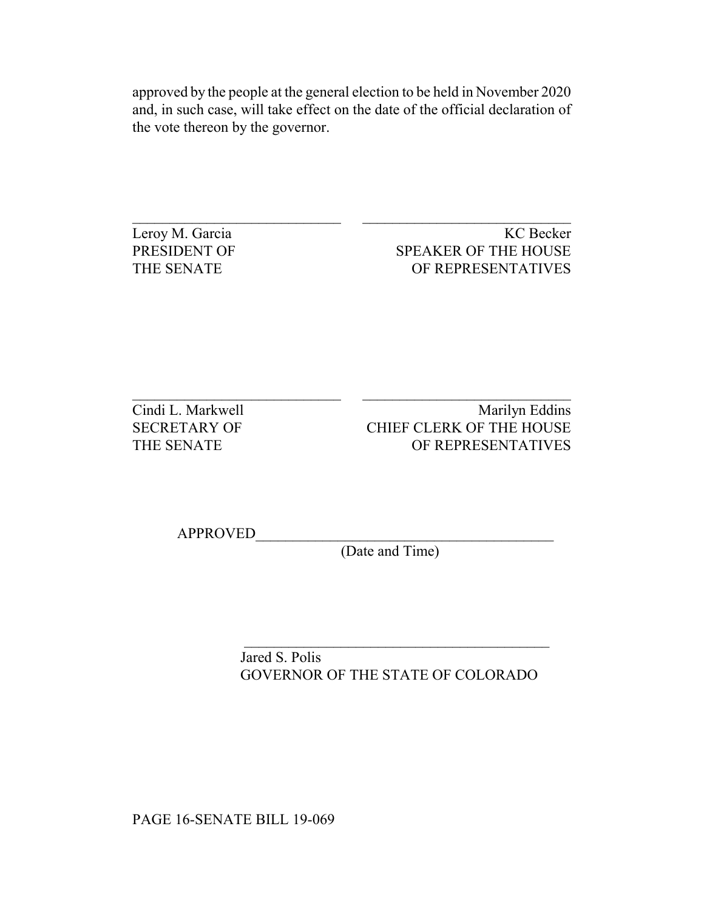approved by the people at the general election to be held in November 2020 and, in such case, will take effect on the date of the official declaration of the vote thereon by the governor.

| | |
|---|---|
| \_\_\_\_\_\_\_\_\_\_\_\_\_\_\_\_\_\_\_\_\_\_\_\_\_\_\_\_ | \_\_\_\_\_\_\_\_\_\_\_\_\_\_\_\_\_\_\_\_\_\_\_\_\_\_\_\_ |
| Leroy M. Garcia | KC Becker |
| PRESIDENT OF THE SENATE | SPEAKER OF THE HOUSE OF REPRESENTATIVES |

| | |
|---|---|
| \_\_\_\_\_\_\_\_\_\_\_\_\_\_\_\_\_\_\_\_\_\_\_\_\_\_\_\_ | \_\_\_\_\_\_\_\_\_\_\_\_\_\_\_\_\_\_\_\_\_\_\_\_\_\_\_\_ |
| Cindi L. Markwell | Marilyn Eddins |
| SECRETARY OF THE SENATE | CHIEF CLERK OF THE HOUSE OF REPRESENTATIVES |

APPROVED\_\_\_\_\_\_\_\_\_\_\_\_\_\_\_\_\_\_\_\_\_\_\_\_\_\_\_\_\_\_\_\_\_\_\_\_\_\_\_\_
(Date and Time)

\_\_\_\_\_\_\_\_\_\_\_\_\_\_\_\_\_\_\_\_\_\_\_\_\_\_\_\_\_\_\_\_\_\_\_\_\_\_\_\_\_\_
Jared S. Polis
GOVERNOR OF THE STATE OF COLORADO

PAGE 16-SENATE BILL 19-069